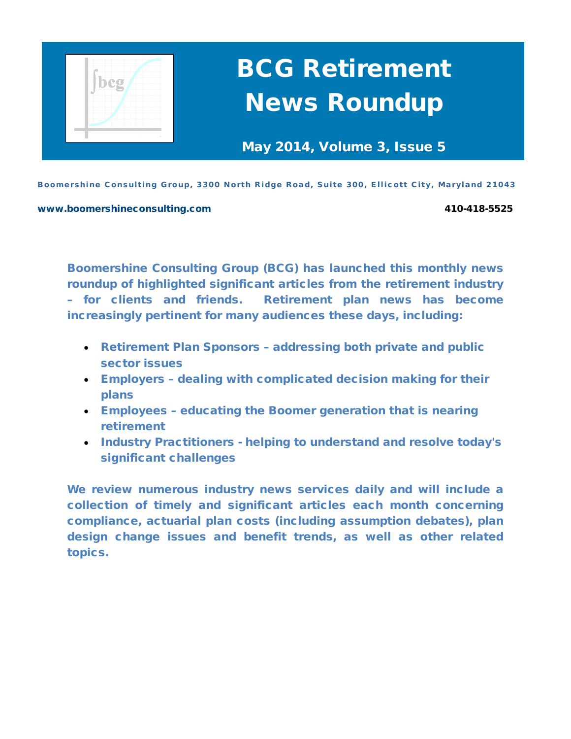# BCG Retirement News Roundup

**May 2014, Volume 3, Issue 5**

Boomershine Consulting Group, 3300 North Ridge Road, Suite 300, Ellicott City, Maryland 21043

www.boomershineconsulting.com 410-418-5525

**Boomershine Consulting Group (BCG) has launched this monthly news roundup of highlighted significant articles from the retirement industry – for clients and friends. Retirement plan news has become increasingly pertinent for many audiences these days, including:**

- **Retirement Plan Sponsors – addressing both private and public sector issues**
- **Employers – dealing with complicated decision making for their plans**
- **Employees – educating the Boomer generation that is nearing retirement**
- **Industry Practitioners - helping to understand and resolve today's significant challenges**

**We review numerous industry news services daily and will include a collection of timely and significant articles each month concerning compliance, actuarial plan costs (including assumption debates), plan design change issues and benefit trends, as well as other related topics.**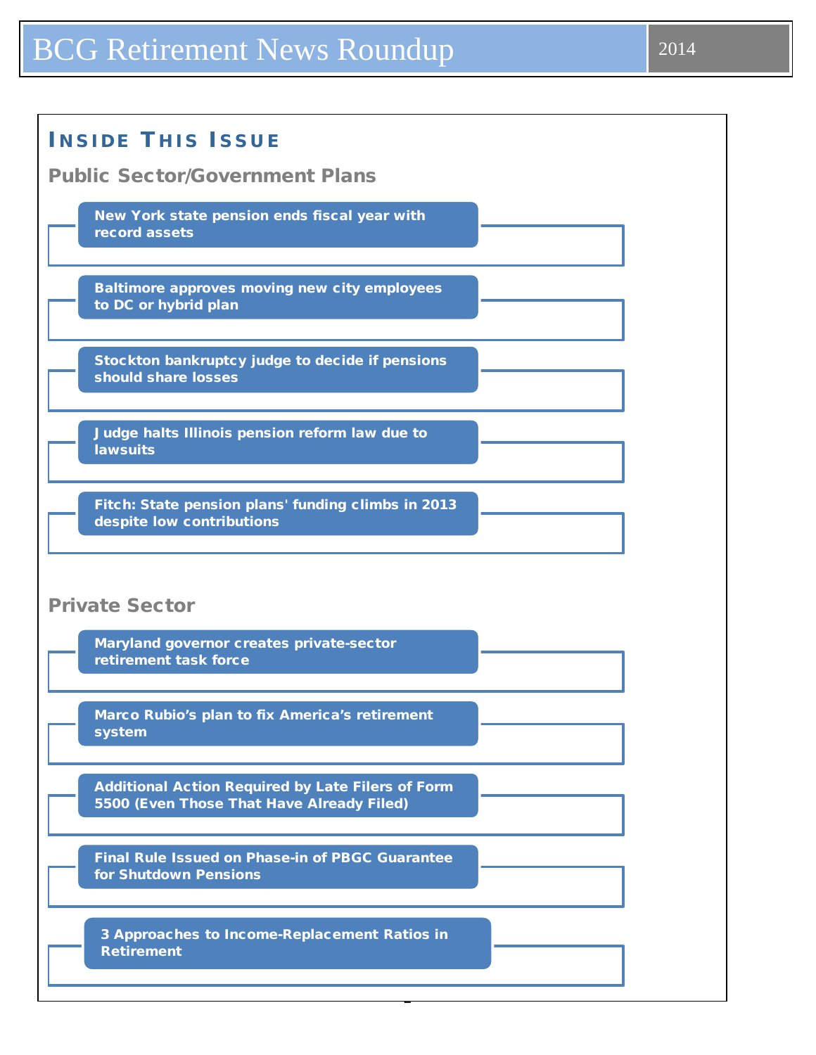## Inside This Issue

### Public Sector/Government Plans

- New York state pension ends fiscal year with record assets
- Baltimore approves moving new city employees to DC or hybrid plan
- Stockton bankruptcy judge to decide if pensions should share losses
- Judge halts Illinois pension reform law due to lawsuits
- Fitch: State pension plans' funding climbs in 2013 despite low contributions

### Private Sector

- Maryland governor creates private-sector retirement task force
- Marco Rubio's plan to fix America's retirement system
- Additional Action Required by Late Filers of Form 5500 (Even Those That Have Already Filed)
- Final Rule Issued on Phase-in of PBGC Guarantee for Shutdown Pensions
- 3 Approaches to Income-Replacement Ratios in Retirement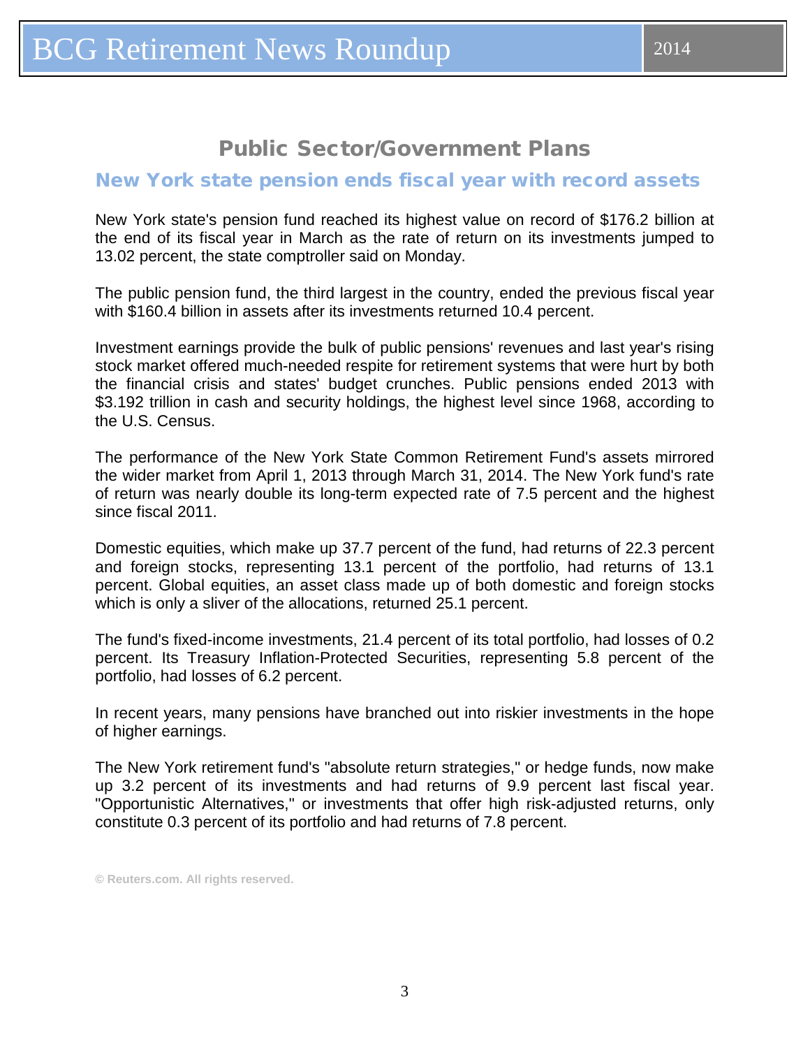## Public Sector/Government Plans

### New York state pension ends fiscal year with record assets

New York state's pension fund reached its highest value on record of $176.2 billion at the end of its fiscal year in March as the rate of return on its investments jumped to 13.02 percent, the state comptroller said on Monday.

The public pension fund, the third largest in the country, ended the previous fiscal year with $160.4 billion in assets after its investments returned 10.4 percent.

Investment earnings provide the bulk of public pensions' revenues and last year's rising stock market offered much-needed respite for retirement systems that were hurt by both the financial crisis and states' budget crunches. Public pensions ended 2013 with $3.192 trillion in cash and security holdings, the highest level since 1968, according to the U.S. Census.

The performance of the New York State Common Retirement Fund's assets mirrored the wider market from April 1, 2013 through March 31, 2014. The New York fund's rate of return was nearly double its long-term expected rate of 7.5 percent and the highest since fiscal 2011.

Domestic equities, which make up 37.7 percent of the fund, had returns of 22.3 percent and foreign stocks, representing 13.1 percent of the portfolio, had returns of 13.1 percent. Global equities, an asset class made up of both domestic and foreign stocks which is only a sliver of the allocations, returned 25.1 percent.

The fund's fixed-income investments, 21.4 percent of its total portfolio, had losses of 0.2 percent. Its Treasury Inflation-Protected Securities, representing 5.8 percent of the portfolio, had losses of 6.2 percent.

In recent years, many pensions have branched out into riskier investments in the hope of higher earnings.

The New York retirement fund's "absolute return strategies," or hedge funds, now make up 3.2 percent of its investments and had returns of 9.9 percent last fiscal year. "Opportunistic Alternatives," or investments that offer high risk-adjusted returns, only constitute 0.3 percent of its portfolio and had returns of 7.8 percent.

**© Reuters.com. All rights reserved.**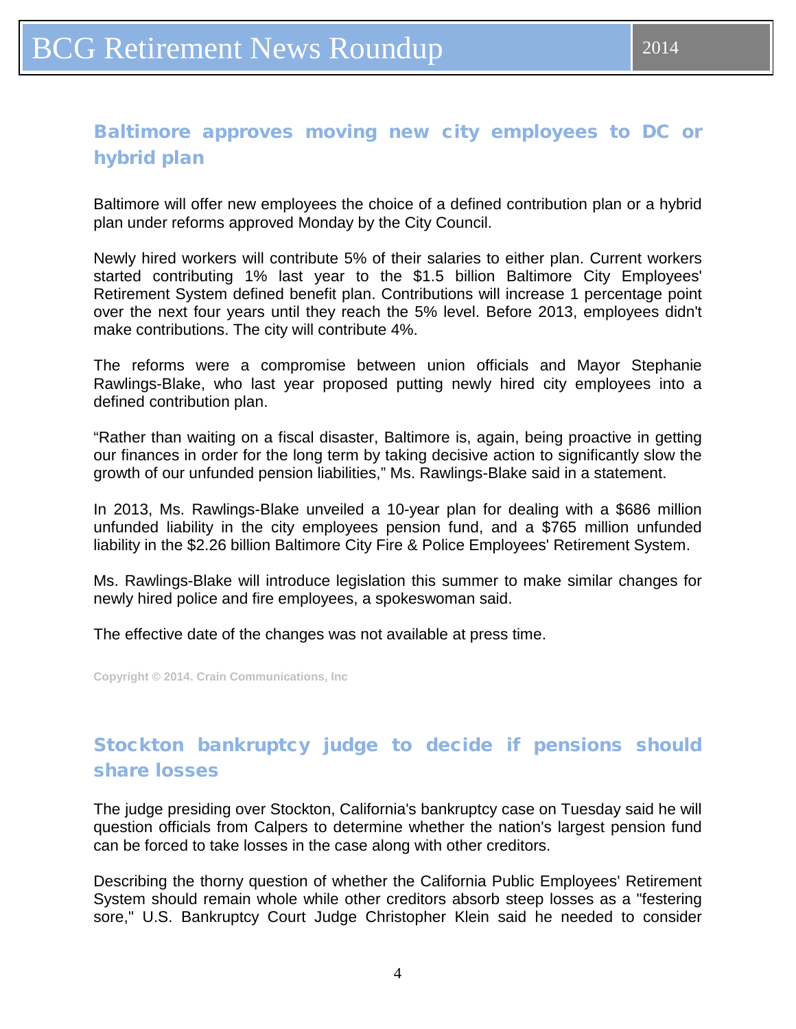## Baltimore approves moving new city employees to DC or hybrid plan

Baltimore will offer new employees the choice of a defined contribution plan or a hybrid plan under reforms approved Monday by the City Council.

Newly hired workers will contribute 5% of their salaries to either plan. Current workers started contributing 1% last year to the $1.5 billion Baltimore City Employees' Retirement System defined benefit plan. Contributions will increase 1 percentage point over the next four years until they reach the 5% level. Before 2013, employees didn't make contributions. The city will contribute 4%.

The reforms were a compromise between union officials and Mayor Stephanie Rawlings-Blake, who last year proposed putting newly hired city employees into a defined contribution plan.

“Rather than waiting on a fiscal disaster, Baltimore is, again, being proactive in getting our finances in order for the long term by taking decisive action to significantly slow the growth of our unfunded pension liabilities,” Ms. Rawlings-Blake said in a statement.

In 2013, Ms. Rawlings-Blake unveiled a 10-year plan for dealing with a $686 million unfunded liability in the city employees pension fund, and a $765 million unfunded liability in the $2.26 billion Baltimore City Fire & Police Employees' Retirement System.

Ms. Rawlings-Blake will introduce legislation this summer to make similar changes for newly hired police and fire employees, a spokeswoman said.

The effective date of the changes was not available at press time.

Copyright © 2014. Crain Communications, Inc

## Stockton bankruptcy judge to decide if pensions should share losses

The judge presiding over Stockton, California's bankruptcy case on Tuesday said he will question officials from Calpers to determine whether the nation's largest pension fund can be forced to take losses in the case along with other creditors.

Describing the thorny question of whether the California Public Employees' Retirement System should remain whole while other creditors absorb steep losses as a "festering sore," U.S. Bankruptcy Court Judge Christopher Klein said he needed to consider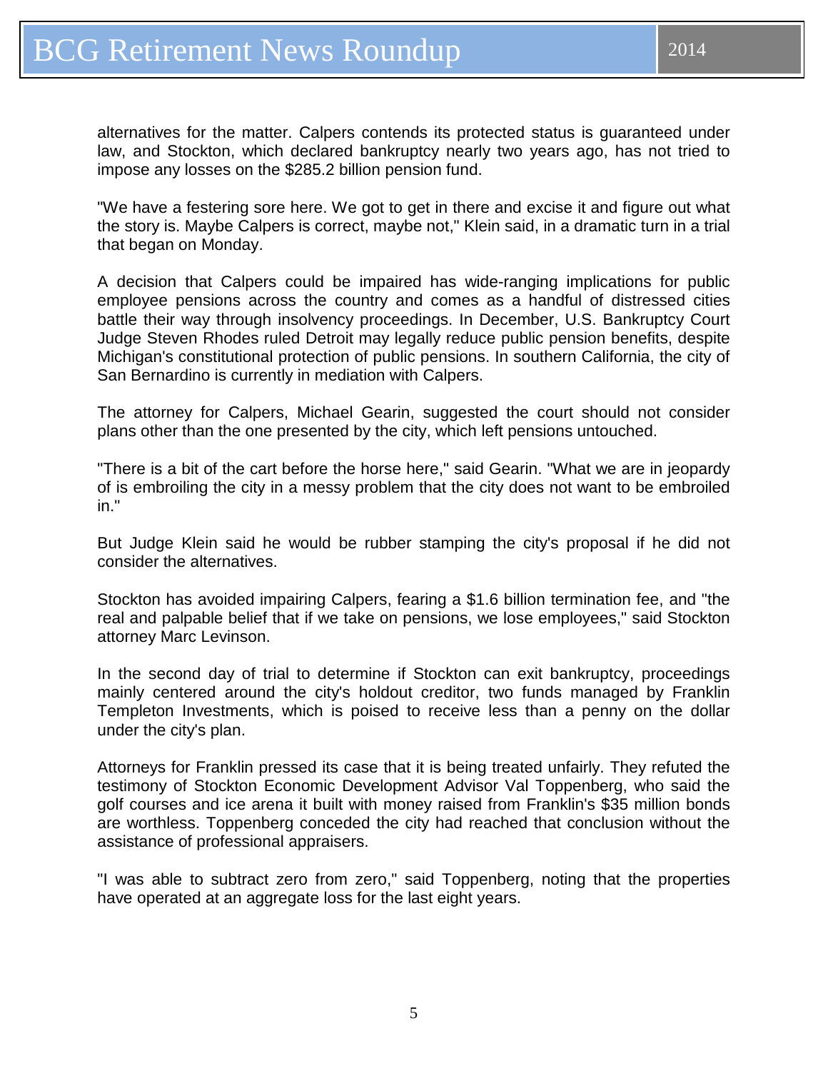alternatives for the matter. Calpers contends its protected status is guaranteed under law, and Stockton, which declared bankruptcy nearly two years ago, has not tried to impose any losses on the $285.2 billion pension fund.

"We have a festering sore here. We got to get in there and excise it and figure out what the story is. Maybe Calpers is correct, maybe not," Klein said, in a dramatic turn in a trial that began on Monday.

A decision that Calpers could be impaired has wide-ranging implications for public employee pensions across the country and comes as a handful of distressed cities battle their way through insolvency proceedings. In December, U.S. Bankruptcy Court Judge Steven Rhodes ruled Detroit may legally reduce public pension benefits, despite Michigan's constitutional protection of public pensions. In southern California, the city of San Bernardino is currently in mediation with Calpers.

The attorney for Calpers, Michael Gearin, suggested the court should not consider plans other than the one presented by the city, which left pensions untouched.

"There is a bit of the cart before the horse here," said Gearin. "What we are in jeopardy of is embroiling the city in a messy problem that the city does not want to be embroiled in."

But Judge Klein said he would be rubber stamping the city's proposal if he did not consider the alternatives.

Stockton has avoided impairing Calpers, fearing a $1.6 billion termination fee, and "the real and palpable belief that if we take on pensions, we lose employees," said Stockton attorney Marc Levinson.

In the second day of trial to determine if Stockton can exit bankruptcy, proceedings mainly centered around the city's holdout creditor, two funds managed by Franklin Templeton Investments, which is poised to receive less than a penny on the dollar under the city's plan.

Attorneys for Franklin pressed its case that it is being treated unfairly. They refuted the testimony of Stockton Economic Development Advisor Val Toppenberg, who said the golf courses and ice arena it built with money raised from Franklin's $35 million bonds are worthless. Toppenberg conceded the city had reached that conclusion without the assistance of professional appraisers.

"I was able to subtract zero from zero," said Toppenberg, noting that the properties have operated at an aggregate loss for the last eight years.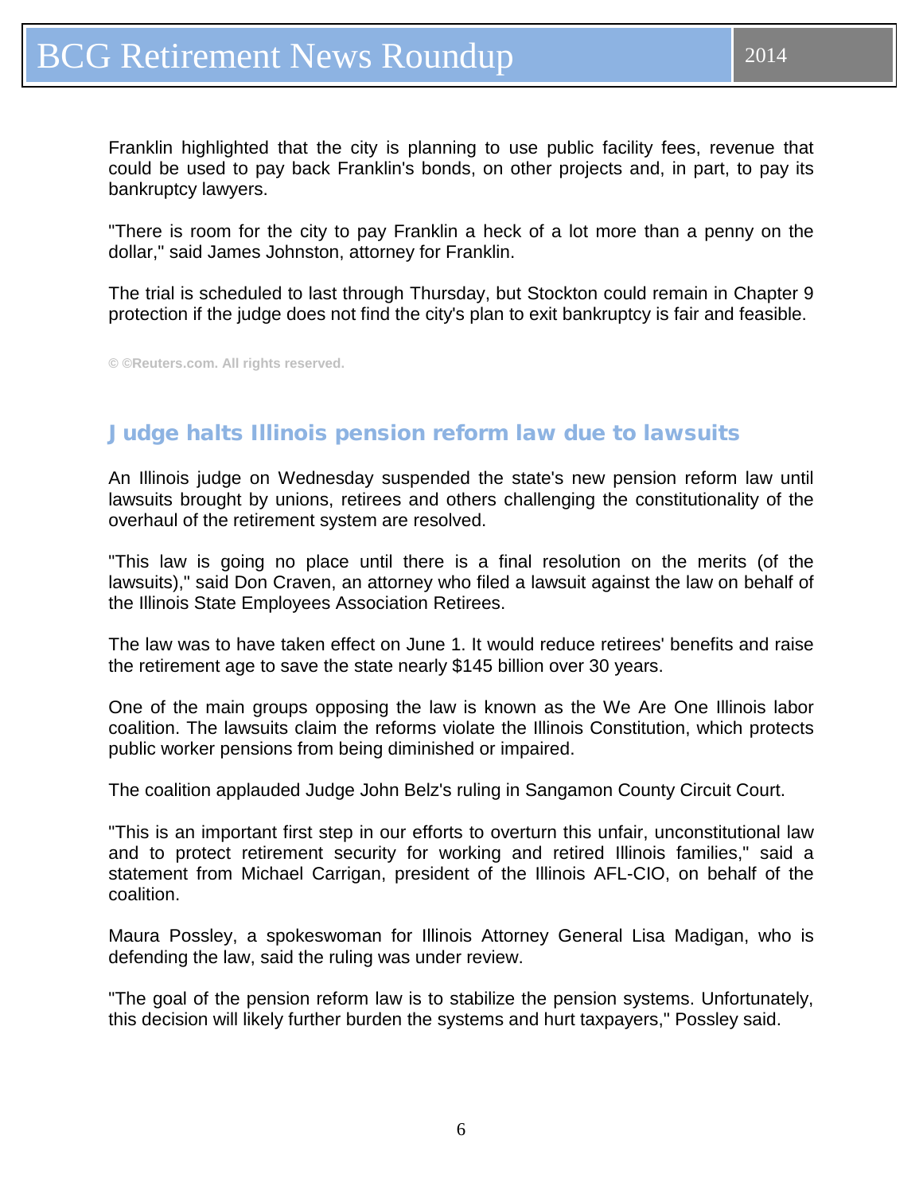Franklin highlighted that the city is planning to use public facility fees, revenue that could be used to pay back Franklin's bonds, on other projects and, in part, to pay its bankruptcy lawyers.

"There is room for the city to pay Franklin a heck of a lot more than a penny on the dollar," said James Johnston, attorney for Franklin.

The trial is scheduled to last through Thursday, but Stockton could remain in Chapter 9 protection if the judge does not find the city's plan to exit bankruptcy is fair and feasible.

**© ©Reuters.com. All rights reserved.**

## Judge halts Illinois pension reform law due to lawsuits

An Illinois judge on Wednesday suspended the state's new pension reform law until lawsuits brought by unions, retirees and others challenging the constitutionality of the overhaul of the retirement system are resolved.

"This law is going no place until there is a final resolution on the merits (of the lawsuits)," said Don Craven, an attorney who filed a lawsuit against the law on behalf of the Illinois State Employees Association Retirees.

The law was to have taken effect on June 1. It would reduce retirees' benefits and raise the retirement age to save the state nearly $145 billion over 30 years.

One of the main groups opposing the law is known as the We Are One Illinois labor coalition. The lawsuits claim the reforms violate the Illinois Constitution, which protects public worker pensions from being diminished or impaired.

The coalition applauded Judge John Belz's ruling in Sangamon County Circuit Court.

"This is an important first step in our efforts to overturn this unfair, unconstitutional law and to protect retirement security for working and retired Illinois families," said a statement from Michael Carrigan, president of the Illinois AFL-CIO, on behalf of the coalition.

Maura Possley, a spokeswoman for Illinois Attorney General Lisa Madigan, who is defending the law, said the ruling was under review.

"The goal of the pension reform law is to stabilize the pension systems. Unfortunately, this decision will likely further burden the systems and hurt taxpayers," Possley said.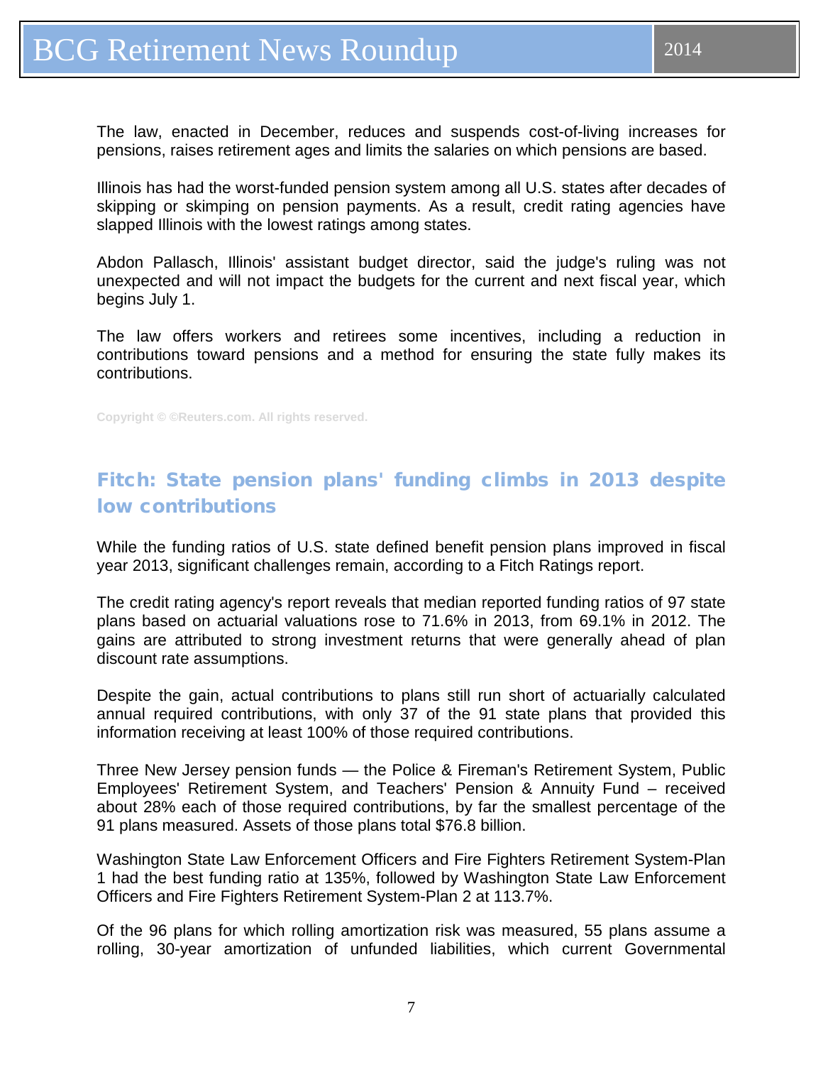The law, enacted in December, reduces and suspends cost-of-living increases for pensions, raises retirement ages and limits the salaries on which pensions are based.

Illinois has had the worst-funded pension system among all U.S. states after decades of skipping or skimping on pension payments. As a result, credit rating agencies have slapped Illinois with the lowest ratings among states.

Abdon Pallasch, Illinois' assistant budget director, said the judge's ruling was not unexpected and will not impact the budgets for the current and next fiscal year, which begins July 1.

The law offers workers and retirees some incentives, including a reduction in contributions toward pensions and a method for ensuring the state fully makes its contributions.

Copyright © ©Reuters.com. All rights reserved.

## Fitch: State pension plans' funding climbs in 2013 despite low contributions

While the funding ratios of U.S. state defined benefit pension plans improved in fiscal year 2013, significant challenges remain, according to a Fitch Ratings report.

The credit rating agency's report reveals that median reported funding ratios of 97 state plans based on actuarial valuations rose to 71.6% in 2013, from 69.1% in 2012. The gains are attributed to strong investment returns that were generally ahead of plan discount rate assumptions.

Despite the gain, actual contributions to plans still run short of actuarially calculated annual required contributions, with only 37 of the 91 state plans that provided this information receiving at least 100% of those required contributions.

Three New Jersey pension funds — the Police & Fireman's Retirement System, Public Employees' Retirement System, and Teachers' Pension & Annuity Fund – received about 28% each of those required contributions, by far the smallest percentage of the 91 plans measured. Assets of those plans total $76.8 billion.

Washington State Law Enforcement Officers and Fire Fighters Retirement System-Plan 1 had the best funding ratio at 135%, followed by Washington State Law Enforcement Officers and Fire Fighters Retirement System-Plan 2 at 113.7%.

Of the 96 plans for which rolling amortization risk was measured, 55 plans assume a rolling, 30-year amortization of unfunded liabilities, which current Governmental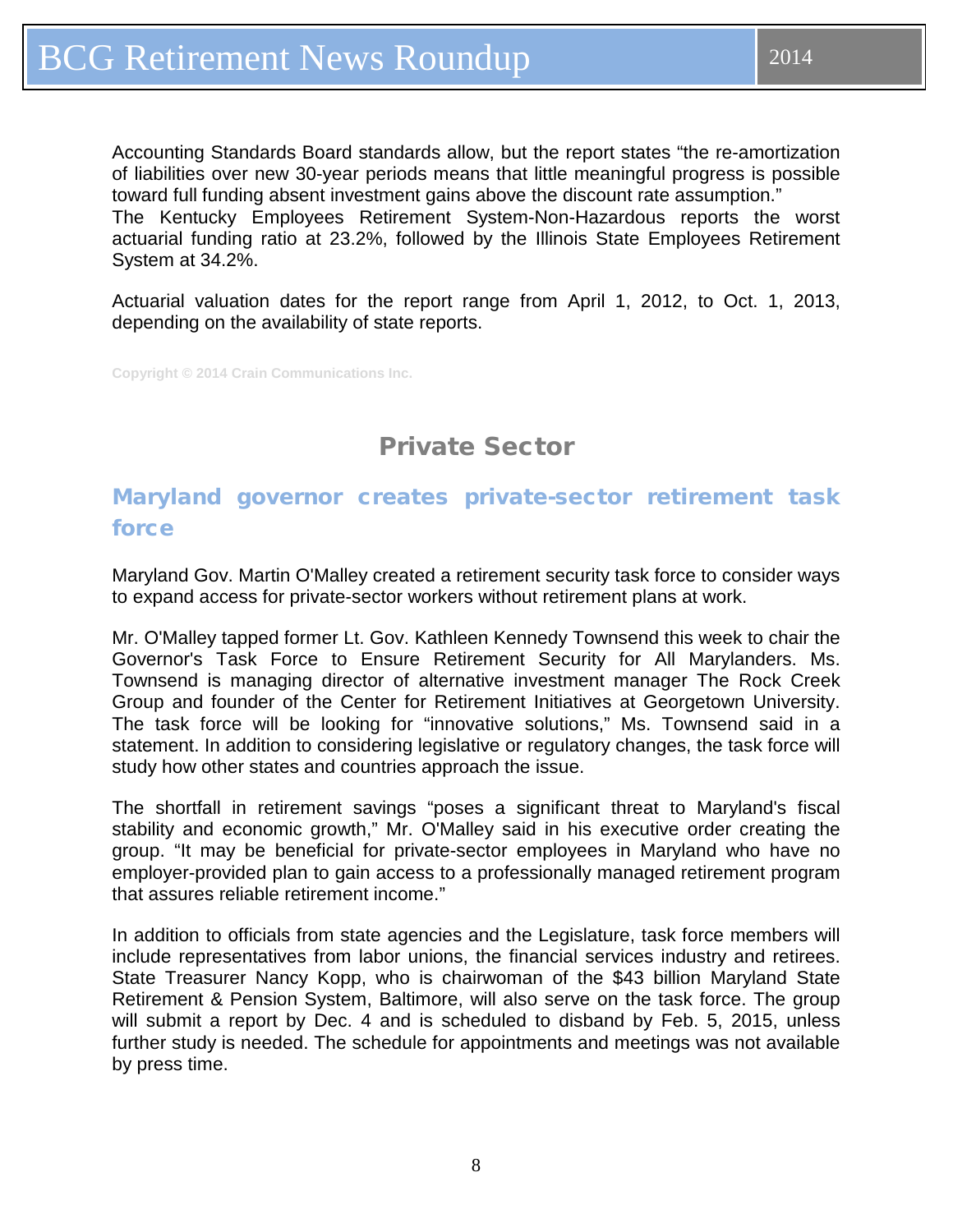Accounting Standards Board standards allow, but the report states "the re-amortization of liabilities over new 30-year periods means that little meaningful progress is possible toward full funding absent investment gains above the discount rate assumption."
The Kentucky Employees Retirement System-Non-Hazardous reports the worst actuarial funding ratio at 23.2%, followed by the Illinois State Employees Retirement System at 34.2%.

Actuarial valuation dates for the report range from April 1, 2012, to Oct. 1, 2013, depending on the availability of state reports.

Copyright © 2014 Crain Communications Inc.

## Private Sector

### Maryland governor creates private-sector retirement task force

Maryland Gov. Martin O'Malley created a retirement security task force to consider ways to expand access for private-sector workers without retirement plans at work.

Mr. O'Malley tapped former Lt. Gov. Kathleen Kennedy Townsend this week to chair the Governor's Task Force to Ensure Retirement Security for All Marylanders. Ms. Townsend is managing director of alternative investment manager The Rock Creek Group and founder of the Center for Retirement Initiatives at Georgetown University. The task force will be looking for "innovative solutions," Ms. Townsend said in a statement. In addition to considering legislative or regulatory changes, the task force will study how other states and countries approach the issue.

The shortfall in retirement savings "poses a significant threat to Maryland's fiscal stability and economic growth," Mr. O'Malley said in his executive order creating the group. "It may be beneficial for private-sector employees in Maryland who have no employer-provided plan to gain access to a professionally managed retirement program that assures reliable retirement income."

In addition to officials from state agencies and the Legislature, task force members will include representatives from labor unions, the financial services industry and retirees. State Treasurer Nancy Kopp, who is chairwoman of the $43 billion Maryland State Retirement & Pension System, Baltimore, will also serve on the task force. The group will submit a report by Dec. 4 and is scheduled to disband by Feb. 5, 2015, unless further study is needed. The schedule for appointments and meetings was not available by press time.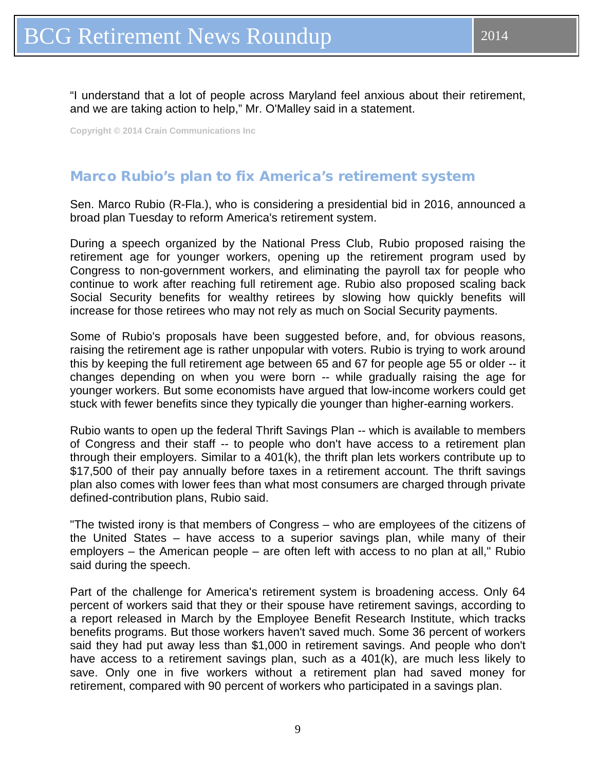"I understand that a lot of people across Maryland feel anxious about their retirement, and we are taking action to help," Mr. O'Malley said in a statement.

Copyright © 2014 Crain Communications Inc

## Marco Rubio's plan to fix America's retirement system

Sen. Marco Rubio (R-Fla.), who is considering a presidential bid in 2016, announced a broad plan Tuesday to reform America's retirement system.

During a speech organized by the National Press Club, Rubio proposed raising the retirement age for younger workers, opening up the retirement program used by Congress to non-government workers, and eliminating the payroll tax for people who continue to work after reaching full retirement age. Rubio also proposed scaling back Social Security benefits for wealthy retirees by slowing how quickly benefits will increase for those retirees who may not rely as much on Social Security payments.

Some of Rubio's proposals have been suggested before, and, for obvious reasons, raising the retirement age is rather unpopular with voters. Rubio is trying to work around this by keeping the full retirement age between 65 and 67 for people age 55 or older -- it changes depending on when you were born -- while gradually raising the age for younger workers. But some economists have argued that low-income workers could get stuck with fewer benefits since they typically die younger than higher-earning workers.

Rubio wants to open up the federal Thrift Savings Plan -- which is available to members of Congress and their staff -- to people who don't have access to a retirement plan through their employers. Similar to a 401(k), the thrift plan lets workers contribute up to $17,500 of their pay annually before taxes in a retirement account. The thrift savings plan also comes with lower fees than what most consumers are charged through private defined-contribution plans, Rubio said.

"The twisted irony is that members of Congress – who are employees of the citizens of the United States – have access to a superior savings plan, while many of their employers – the American people – are often left with access to no plan at all," Rubio said during the speech.

Part of the challenge for America's retirement system is broadening access. Only 64 percent of workers said that they or their spouse have retirement savings, according to a report released in March by the Employee Benefit Research Institute, which tracks benefits programs. But those workers haven't saved much. Some 36 percent of workers said they had put away less than $1,000 in retirement savings. And people who don't have access to a retirement savings plan, such as a 401(k), are much less likely to save. Only one in five workers without a retirement plan had saved money for retirement, compared with 90 percent of workers who participated in a savings plan.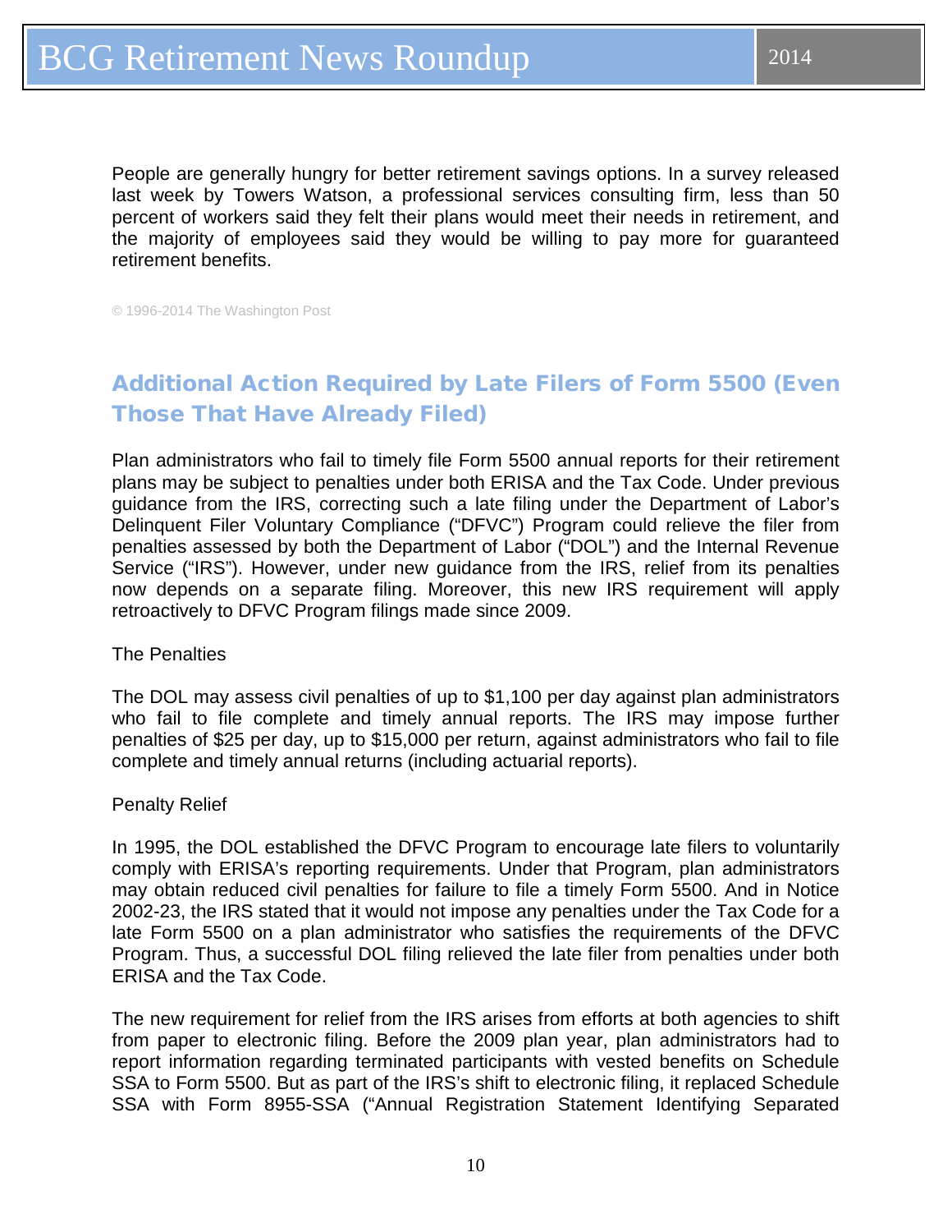People are generally hungry for better retirement savings options. In a survey released last week by Towers Watson, a professional services consulting firm, less than 50 percent of workers said they felt their plans would meet their needs in retirement, and the majority of employees said they would be willing to pay more for guaranteed retirement benefits.

© 1996-2014 The Washington Post

## Additional Action Required by Late Filers of Form 5500 (Even Those That Have Already Filed)

Plan administrators who fail to timely file Form 5500 annual reports for their retirement plans may be subject to penalties under both ERISA and the Tax Code. Under previous guidance from the IRS, correcting such a late filing under the Department of Labor's Delinquent Filer Voluntary Compliance ("DFVC") Program could relieve the filer from penalties assessed by both the Department of Labor ("DOL") and the Internal Revenue Service ("IRS"). However, under new guidance from the IRS, relief from its penalties now depends on a separate filing. Moreover, this new IRS requirement will apply retroactively to DFVC Program filings made since 2009.

The Penalties

The DOL may assess civil penalties of up to $1,100 per day against plan administrators who fail to file complete and timely annual reports. The IRS may impose further penalties of $25 per day, up to $15,000 per return, against administrators who fail to file complete and timely annual returns (including actuarial reports).

Penalty Relief

In 1995, the DOL established the DFVC Program to encourage late filers to voluntarily comply with ERISA's reporting requirements. Under that Program, plan administrators may obtain reduced civil penalties for failure to file a timely Form 5500. And in Notice 2002-23, the IRS stated that it would not impose any penalties under the Tax Code for a late Form 5500 on a plan administrator who satisfies the requirements of the DFVC Program. Thus, a successful DOL filing relieved the late filer from penalties under both ERISA and the Tax Code.

The new requirement for relief from the IRS arises from efforts at both agencies to shift from paper to electronic filing. Before the 2009 plan year, plan administrators had to report information regarding terminated participants with vested benefits on Schedule SSA to Form 5500. But as part of the IRS's shift to electronic filing, it replaced Schedule SSA with Form 8955-SSA ("Annual Registration Statement Identifying Separated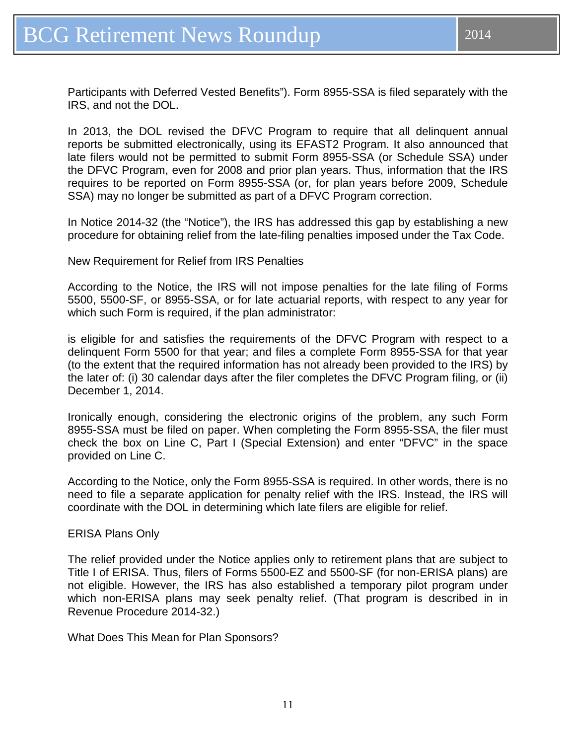Participants with Deferred Vested Benefits"). Form 8955-SSA is filed separately with the IRS, and not the DOL.

In 2013, the DOL revised the DFVC Program to require that all delinquent annual reports be submitted electronically, using its EFAST2 Program. It also announced that late filers would not be permitted to submit Form 8955-SSA (or Schedule SSA) under the DFVC Program, even for 2008 and prior plan years. Thus, information that the IRS requires to be reported on Form 8955-SSA (or, for plan years before 2009, Schedule SSA) may no longer be submitted as part of a DFVC Program correction.

In Notice 2014-32 (the "Notice"), the IRS has addressed this gap by establishing a new procedure for obtaining relief from the late-filing penalties imposed under the Tax Code.

### New Requirement for Relief from IRS Penalties

According to the Notice, the IRS will not impose penalties for the late filing of Forms 5500, 5500-SF, or 8955-SSA, or for late actuarial reports, with respect to any year for which such Form is required, if the plan administrator:

is eligible for and satisfies the requirements of the DFVC Program with respect to a delinquent Form 5500 for that year; and files a complete Form 8955-SSA for that year (to the extent that the required information has not already been provided to the IRS) by the later of: (i) 30 calendar days after the filer completes the DFVC Program filing, or (ii) December 1, 2014.

Ironically enough, considering the electronic origins of the problem, any such Form 8955-SSA must be filed on paper. When completing the Form 8955-SSA, the filer must check the box on Line C, Part I (Special Extension) and enter "DFVC" in the space provided on Line C.

According to the Notice, only the Form 8955-SSA is required. In other words, there is no need to file a separate application for penalty relief with the IRS. Instead, the IRS will coordinate with the DOL in determining which late filers are eligible for relief.

### ERISA Plans Only

The relief provided under the Notice applies only to retirement plans that are subject to Title I of ERISA. Thus, filers of Forms 5500-EZ and 5500-SF (for non-ERISA plans) are not eligible. However, the IRS has also established a temporary pilot program under which non-ERISA plans may seek penalty relief. (That program is described in in Revenue Procedure 2014-32.)

### What Does This Mean for Plan Sponsors?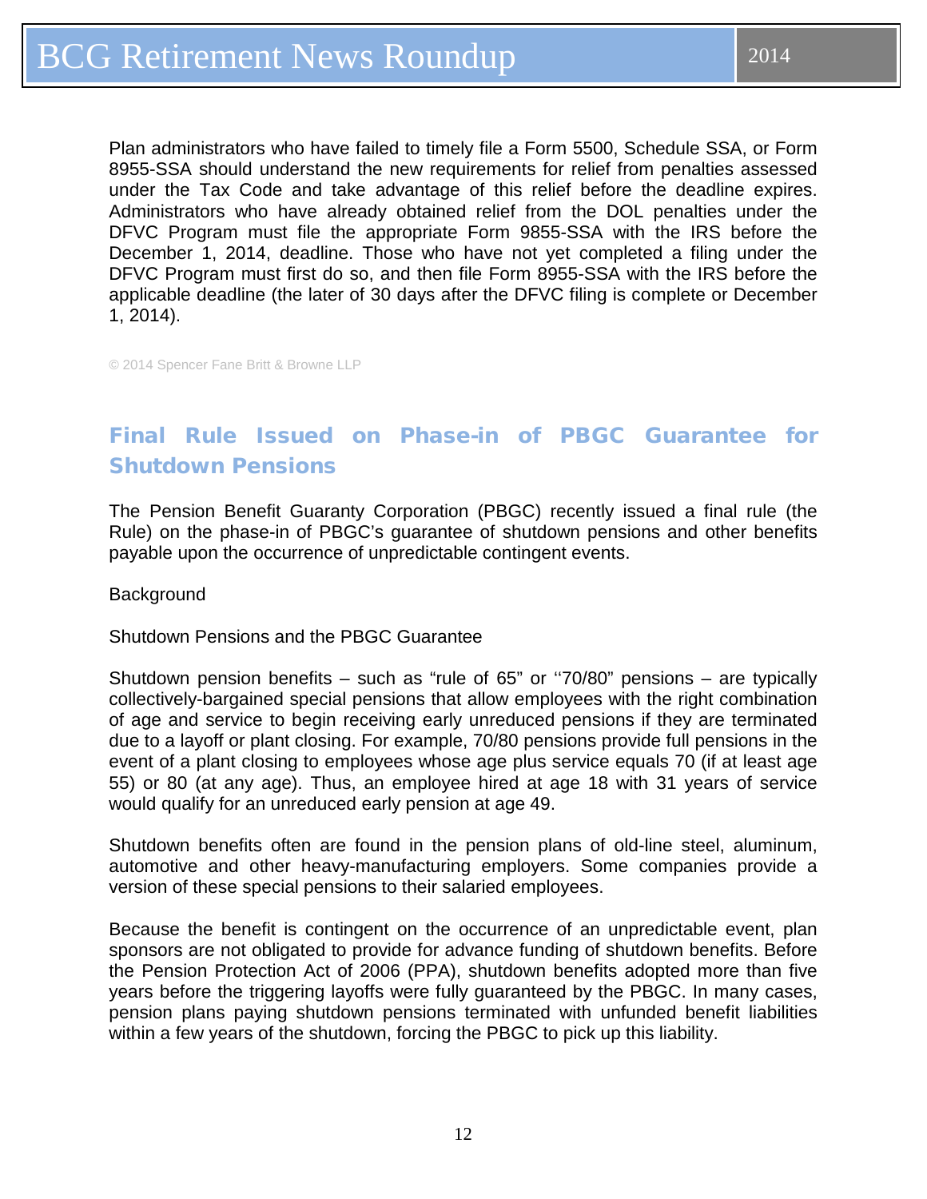Plan administrators who have failed to timely file a Form 5500, Schedule SSA, or Form 8955-SSA should understand the new requirements for relief from penalties assessed under the Tax Code and take advantage of this relief before the deadline expires. Administrators who have already obtained relief from the DOL penalties under the DFVC Program must file the appropriate Form 9855-SSA with the IRS before the December 1, 2014, deadline. Those who have not yet completed a filing under the DFVC Program must first do so, and then file Form 8955-SSA with the IRS before the applicable deadline (the later of 30 days after the DFVC filing is complete or December 1, 2014).

© 2014 Spencer Fane Britt & Browne LLP

## Final Rule Issued on Phase-in of PBGC Guarantee for Shutdown Pensions

The Pension Benefit Guaranty Corporation (PBGC) recently issued a final rule (the Rule) on the phase-in of PBGC's guarantee of shutdown pensions and other benefits payable upon the occurrence of unpredictable contingent events.

Background

Shutdown Pensions and the PBGC Guarantee

Shutdown pension benefits – such as "rule of 65" or ''70/80" pensions – are typically collectively-bargained special pensions that allow employees with the right combination of age and service to begin receiving early unreduced pensions if they are terminated due to a layoff or plant closing. For example, 70/80 pensions provide full pensions in the event of a plant closing to employees whose age plus service equals 70 (if at least age 55) or 80 (at any age). Thus, an employee hired at age 18 with 31 years of service would qualify for an unreduced early pension at age 49.

Shutdown benefits often are found in the pension plans of old-line steel, aluminum, automotive and other heavy-manufacturing employers. Some companies provide a version of these special pensions to their salaried employees.

Because the benefit is contingent on the occurrence of an unpredictable event, plan sponsors are not obligated to provide for advance funding of shutdown benefits. Before the Pension Protection Act of 2006 (PPA), shutdown benefits adopted more than five years before the triggering layoffs were fully guaranteed by the PBGC. In many cases, pension plans paying shutdown pensions terminated with unfunded benefit liabilities within a few years of the shutdown, forcing the PBGC to pick up this liability.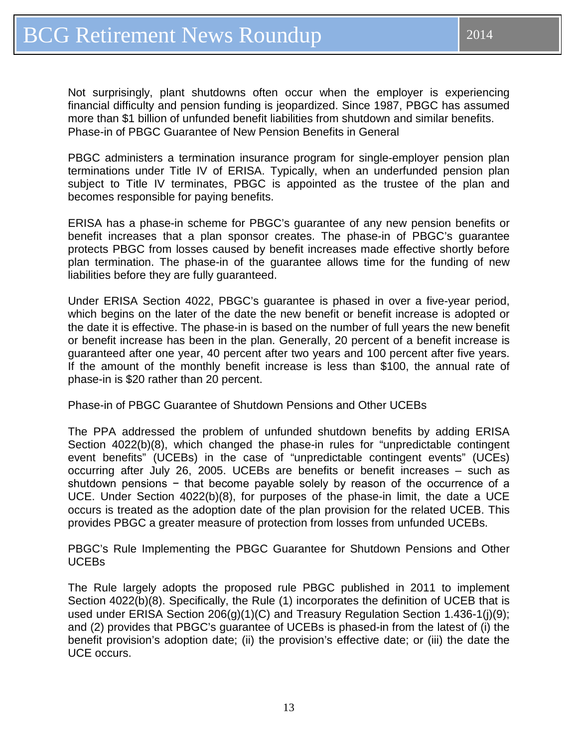Not surprisingly, plant shutdowns often occur when the employer is experiencing financial difficulty and pension funding is jeopardized. Since 1987, PBGC has assumed more than $1 billion of unfunded benefit liabilities from shutdown and similar benefits.

### Phase-in of PBGC Guarantee of New Pension Benefits in General

PBGC administers a termination insurance program for single-employer pension plan terminations under Title IV of ERISA. Typically, when an underfunded pension plan subject to Title IV terminates, PBGC is appointed as the trustee of the plan and becomes responsible for paying benefits.

ERISA has a phase-in scheme for PBGC's guarantee of any new pension benefits or benefit increases that a plan sponsor creates. The phase-in of PBGC's guarantee protects PBGC from losses caused by benefit increases made effective shortly before plan termination. The phase-in of the guarantee allows time for the funding of new liabilities before they are fully guaranteed.

Under ERISA Section 4022, PBGC's guarantee is phased in over a five-year period, which begins on the later of the date the new benefit or benefit increase is adopted or the date it is effective. The phase-in is based on the number of full years the new benefit or benefit increase has been in the plan. Generally, 20 percent of a benefit increase is guaranteed after one year, 40 percent after two years and 100 percent after five years. If the amount of the monthly benefit increase is less than $100, the annual rate of phase-in is $20 rather than 20 percent.

### Phase-in of PBGC Guarantee of Shutdown Pensions and Other UCEBs

The PPA addressed the problem of unfunded shutdown benefits by adding ERISA Section 4022(b)(8), which changed the phase-in rules for "unpredictable contingent event benefits" (UCEBs) in the case of "unpredictable contingent events" (UCEs) occurring after July 26, 2005. UCEBs are benefits or benefit increases – such as shutdown pensions − that become payable solely by reason of the occurrence of a UCE. Under Section 4022(b)(8), for purposes of the phase-in limit, the date a UCE occurs is treated as the adoption date of the plan provision for the related UCEB. This provides PBGC a greater measure of protection from losses from unfunded UCEBs.

### PBGC's Rule Implementing the PBGC Guarantee for Shutdown Pensions and Other UCEBs

The Rule largely adopts the proposed rule PBGC published in 2011 to implement Section 4022(b)(8). Specifically, the Rule (1) incorporates the definition of UCEB that is used under ERISA Section 206(g)(1)(C) and Treasury Regulation Section 1.436-1(j)(9); and (2) provides that PBGC's guarantee of UCEBs is phased-in from the latest of (i) the benefit provision's adoption date; (ii) the provision's effective date; or (iii) the date the UCE occurs.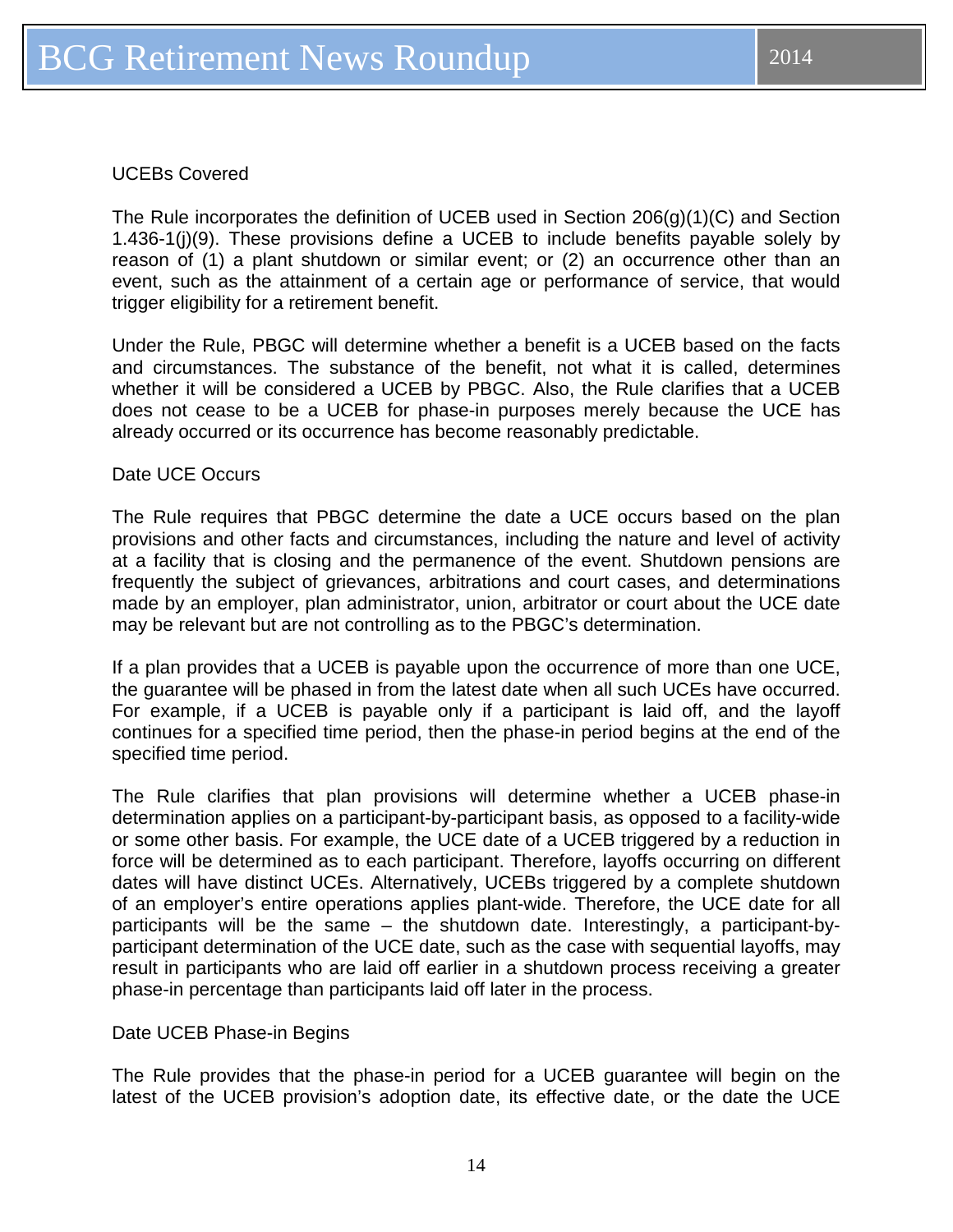### UCEBs Covered

The Rule incorporates the definition of UCEB used in Section 206(g)(1)(C) and Section 1.436-1(j)(9). These provisions define a UCEB to include benefits payable solely by reason of (1) a plant shutdown or similar event; or (2) an occurrence other than an event, such as the attainment of a certain age or performance of service, that would trigger eligibility for a retirement benefit.

Under the Rule, PBGC will determine whether a benefit is a UCEB based on the facts and circumstances. The substance of the benefit, not what it is called, determines whether it will be considered a UCEB by PBGC. Also, the Rule clarifies that a UCEB does not cease to be a UCEB for phase-in purposes merely because the UCE has already occurred or its occurrence has become reasonably predictable.

### Date UCE Occurs

The Rule requires that PBGC determine the date a UCE occurs based on the plan provisions and other facts and circumstances, including the nature and level of activity at a facility that is closing and the permanence of the event. Shutdown pensions are frequently the subject of grievances, arbitrations and court cases, and determinations made by an employer, plan administrator, union, arbitrator or court about the UCE date may be relevant but are not controlling as to the PBGC's determination.

If a plan provides that a UCEB is payable upon the occurrence of more than one UCE, the guarantee will be phased in from the latest date when all such UCEs have occurred. For example, if a UCEB is payable only if a participant is laid off, and the layoff continues for a specified time period, then the phase-in period begins at the end of the specified time period.

The Rule clarifies that plan provisions will determine whether a UCEB phase-in determination applies on a participant-by-participant basis, as opposed to a facility-wide or some other basis. For example, the UCE date of a UCEB triggered by a reduction in force will be determined as to each participant. Therefore, layoffs occurring on different dates will have distinct UCEs. Alternatively, UCEBs triggered by a complete shutdown of an employer's entire operations applies plant-wide. Therefore, the UCE date for all participants will be the same – the shutdown date. Interestingly, a participant-by-participant determination of the UCE date, such as the case with sequential layoffs, may result in participants who are laid off earlier in a shutdown process receiving a greater phase-in percentage than participants laid off later in the process.

### Date UCEB Phase-in Begins

The Rule provides that the phase-in period for a UCEB guarantee will begin on the latest of the UCEB provision's adoption date, its effective date, or the date the UCE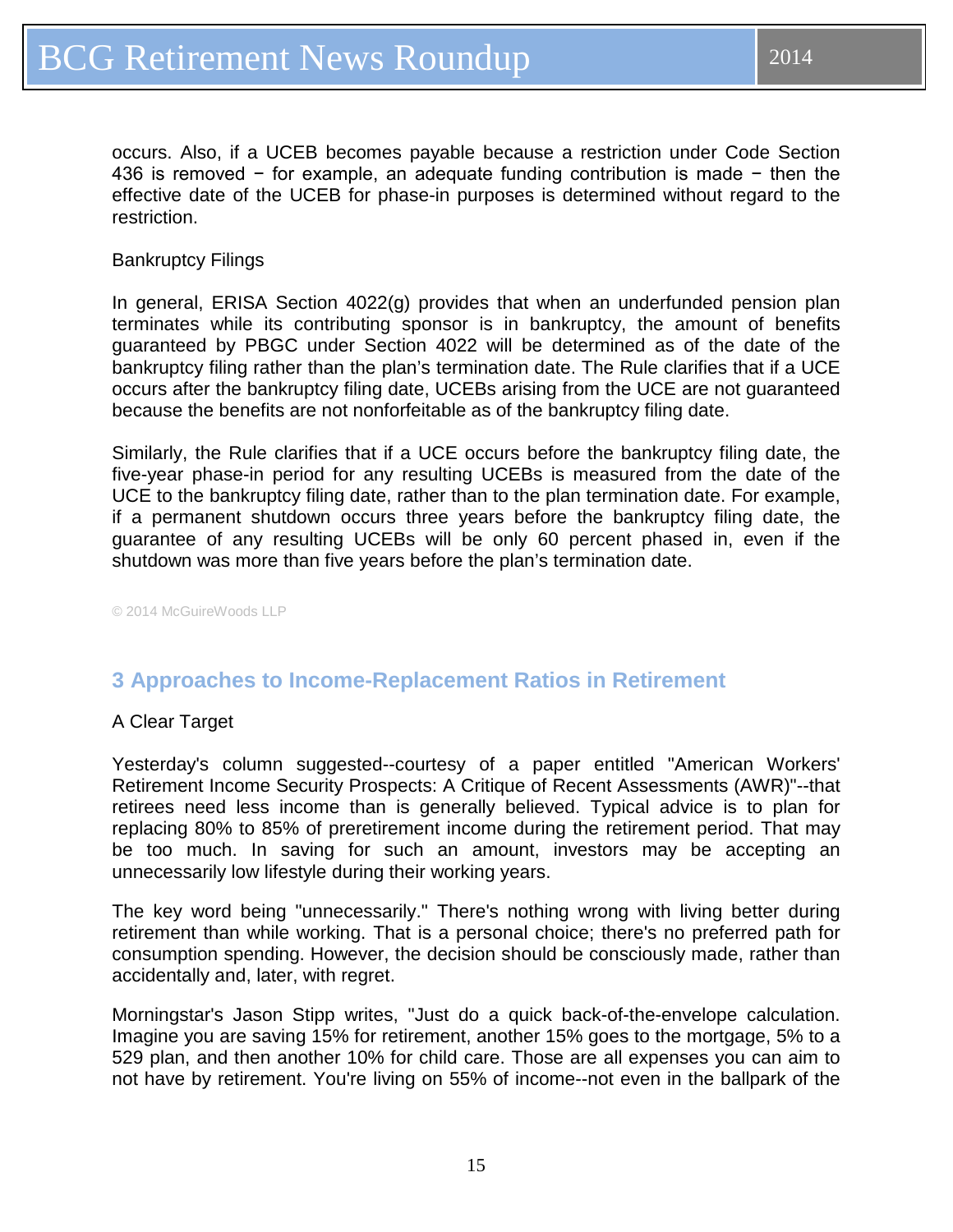occurs. Also, if a UCEB becomes payable because a restriction under Code Section 436 is removed − for example, an adequate funding contribution is made − then the effective date of the UCEB for phase-in purposes is determined without regard to the restriction.

Bankruptcy Filings

In general, ERISA Section 4022(g) provides that when an underfunded pension plan terminates while its contributing sponsor is in bankruptcy, the amount of benefits guaranteed by PBGC under Section 4022 will be determined as of the date of the bankruptcy filing rather than the plan's termination date. The Rule clarifies that if a UCE occurs after the bankruptcy filing date, UCEBs arising from the UCE are not guaranteed because the benefits are not nonforfeitable as of the bankruptcy filing date.

Similarly, the Rule clarifies that if a UCE occurs before the bankruptcy filing date, the five-year phase-in period for any resulting UCEBs is measured from the date of the UCE to the bankruptcy filing date, rather than to the plan termination date. For example, if a permanent shutdown occurs three years before the bankruptcy filing date, the guarantee of any resulting UCEBs will be only 60 percent phased in, even if the shutdown was more than five years before the plan's termination date.

© 2014 McGuireWoods LLP

## 3 Approaches to Income-Replacement Ratios in Retirement

A Clear Target

Yesterday's column suggested--courtesy of a paper entitled "American Workers' Retirement Income Security Prospects: A Critique of Recent Assessments (AWR)"--that retirees need less income than is generally believed. Typical advice is to plan for replacing 80% to 85% of preretirement income during the retirement period. That may be too much. In saving for such an amount, investors may be accepting an unnecessarily low lifestyle during their working years.

The key word being "unnecessarily." There's nothing wrong with living better during retirement than while working. That is a personal choice; there's no preferred path for consumption spending. However, the decision should be consciously made, rather than accidentally and, later, with regret.

Morningstar's Jason Stipp writes, "Just do a quick back-of-the-envelope calculation. Imagine you are saving 15% for retirement, another 15% goes to the mortgage, 5% to a 529 plan, and then another 10% for child care. Those are all expenses you can aim to not have by retirement. You're living on 55% of income--not even in the ballpark of the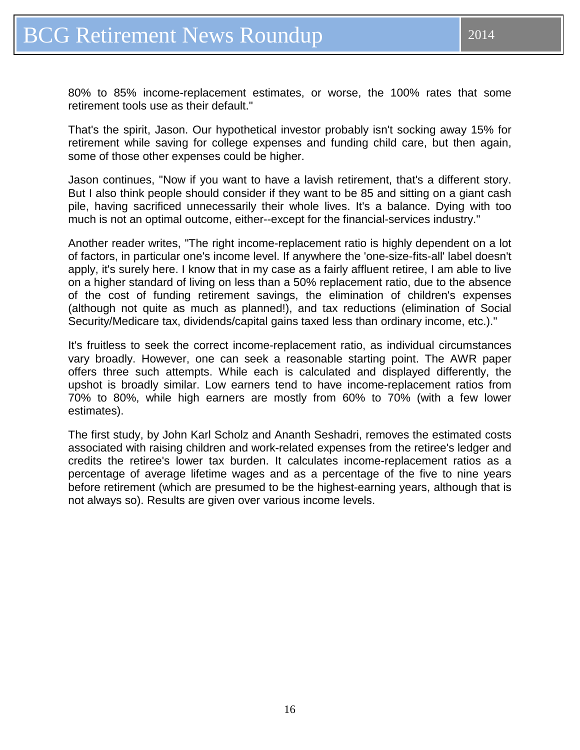80% to 85% income-replacement estimates, or worse, the 100% rates that some retirement tools use as their default."

That's the spirit, Jason. Our hypothetical investor probably isn't socking away 15% for retirement while saving for college expenses and funding child care, but then again, some of those other expenses could be higher.

Jason continues, "Now if you want to have a lavish retirement, that's a different story. But I also think people should consider if they want to be 85 and sitting on a giant cash pile, having sacrificed unnecessarily their whole lives. It's a balance. Dying with too much is not an optimal outcome, either--except for the financial-services industry."

Another reader writes, "The right income-replacement ratio is highly dependent on a lot of factors, in particular one's income level. If anywhere the 'one-size-fits-all' label doesn't apply, it's surely here. I know that in my case as a fairly affluent retiree, I am able to live on a higher standard of living on less than a 50% replacement ratio, due to the absence of the cost of funding retirement savings, the elimination of children's expenses (although not quite as much as planned!), and tax reductions (elimination of Social Security/Medicare tax, dividends/capital gains taxed less than ordinary income, etc.)."

It's fruitless to seek the correct income-replacement ratio, as individual circumstances vary broadly. However, one can seek a reasonable starting point. The AWR paper offers three such attempts. While each is calculated and displayed differently, the upshot is broadly similar. Low earners tend to have income-replacement ratios from 70% to 80%, while high earners are mostly from 60% to 70% (with a few lower estimates).

The first study, by John Karl Scholz and Ananth Seshadri, removes the estimated costs associated with raising children and work-related expenses from the retiree's ledger and credits the retiree's lower tax burden. It calculates income-replacement ratios as a percentage of average lifetime wages and as a percentage of the five to nine years before retirement (which are presumed to be the highest-earning years, although that is not always so). Results are given over various income levels.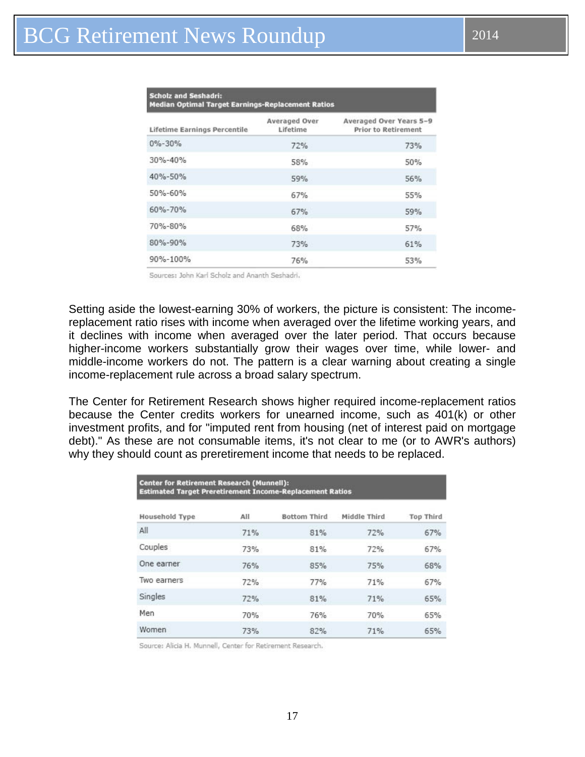| **Scholz and Seshadri: Median Optimal Target Earnings-Replacement Ratios** | | |
|---|---|---|
| Lifetime Earnings Percentile | Averaged Over Lifetime | Averaged Over Years 5–9 Prior to Retirement |
| 0%-30% | 72% | 73% |
| 30%-40% | 58% | 50% |
| 40%-50% | 59% | 56% |
| 50%-60% | 67% | 55% |
| 60%-70% | 67% | 59% |
| 70%-80% | 68% | 57% |
| 80%-90% | 73% | 61% |
| 90%-100% | 76% | 53% |

Sources: John Karl Scholz and Ananth Seshadri.

Setting aside the lowest-earning 30% of workers, the picture is consistent: The income-replacement ratio rises with income when averaged over the lifetime working years, and it declines with income when averaged over the later period. That occurs because higher-income workers substantially grow their wages over time, while lower- and middle-income workers do not. The pattern is a clear warning about creating a single income-replacement rule across a broad salary spectrum.

The Center for Retirement Research shows higher required income-replacement ratios because the Center credits workers for unearned income, such as 401(k) or other investment profits, and for "imputed rent from housing (net of interest paid on mortgage debt)." As these are not consumable items, it's not clear to me (or to AWR's authors) why they should count as preretirement income that needs to be replaced.

| **Center for Retirement Research (Munnell): Estimated Target Preretirement Income-Replacement Ratios** | | | | |
|---|---|---|---|---|
| Household Type | All | Bottom Third | Middle Third | Top Third |
| All | 71% | 81% | 72% | 67% |
| Couples | 73% | 81% | 72% | 67% |
| One earner | 76% | 85% | 75% | 68% |
| Two earners | 72% | 77% | 71% | 67% |
| Singles | 72% | 81% | 71% | 65% |
| Men | 70% | 76% | 70% | 65% |
| Women | 73% | 82% | 71% | 65% |

Source: Alicia H. Munnell, Center for Retirement Research.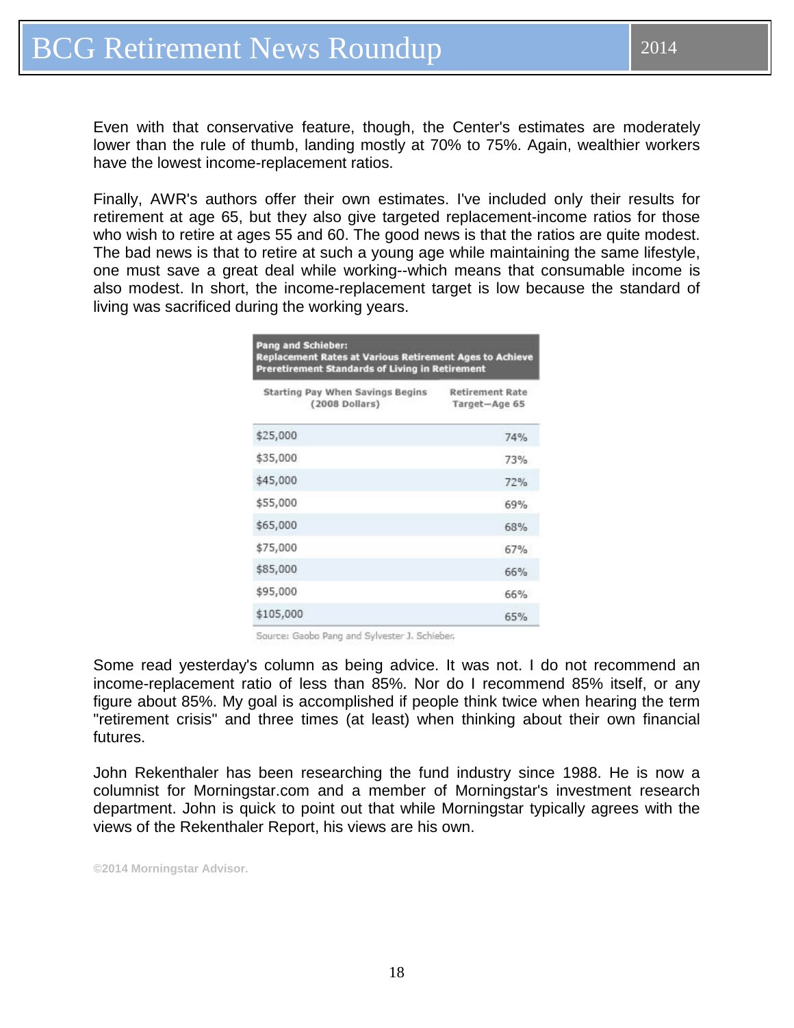Even with that conservative feature, though, the Center's estimates are moderately lower than the rule of thumb, landing mostly at 70% to 75%. Again, wealthier workers have the lowest income-replacement ratios.

Finally, AWR's authors offer their own estimates. I've included only their results for retirement at age 65, but they also give targeted replacement-income ratios for those who wish to retire at ages 55 and 60. The good news is that the ratios are quite modest. The bad news is that to retire at such a young age while maintaining the same lifestyle, one must save a great deal while working--which means that consumable income is also modest. In short, the income-replacement target is low because the standard of living was sacrificed during the working years.

**Pang and Schieber:**
**Replacement Rates at Various Retirement Ages to Achieve Preretirement Standards of Living in Retirement**

| Starting Pay When Savings Begins (2008 Dollars) | Retirement Rate Target—Age 65 |
| --- | --- |
| $25,000 | 74% |
| $35,000 | 73% |
| $45,000 | 72% |
| $55,000 | 69% |
| $65,000 | 68% |
| $75,000 | 67% |
| $85,000 | 66% |
| $95,000 | 66% |
| $105,000 | 65% |

Source: Gaobo Pang and Sylvester J. Schieber.

Some read yesterday's column as being advice. It was not. I do not recommend an income-replacement ratio of less than 85%. Nor do I recommend 85% itself, or any figure about 85%. My goal is accomplished if people think twice when hearing the term "retirement crisis" and three times (at least) when thinking about their own financial futures.

John Rekenthaler has been researching the fund industry since 1988. He is now a columnist for Morningstar.com and a member of Morningstar's investment research department. John is quick to point out that while Morningstar typically agrees with the views of the Rekenthaler Report, his views are his own.

©2014 Morningstar Advisor.